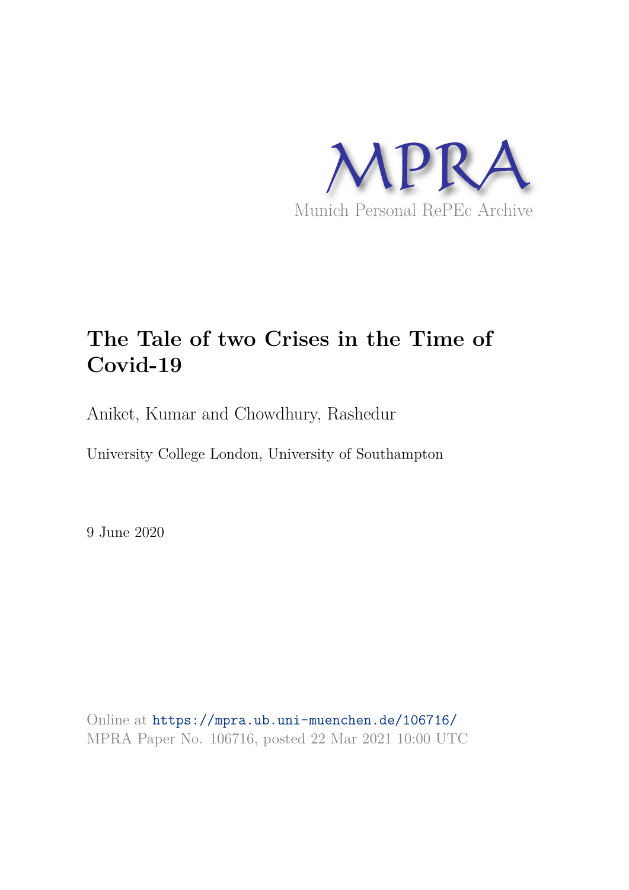MPRA

Munich Personal RePEc Archive

# The Tale of two Crises in the Time of Covid-19

Aniket, Kumar and Chowdhury, Rashedur

University College London, University of Southampton

9 June 2020

Online at https://mpra.ub.uni-muenchen.de/106716/
MPRA Paper No. 106716, posted 22 Mar 2021 10:00 UTC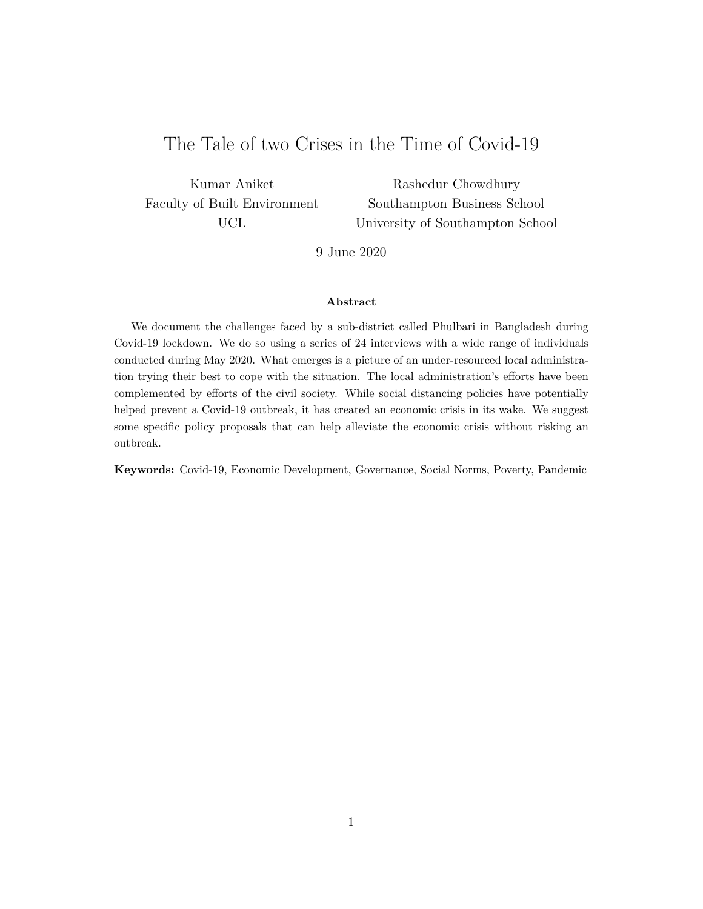# The Tale of two Crises in the Time of Covid-19

Kumar Aniket
Faculty of Built Environment
UCL

Rashedur Chowdhury
Southampton Business School
University of Southampton School

9 June 2020

**Abstract**

We document the challenges faced by a sub-district called Phulbari in Bangladesh during Covid-19 lockdown. We do so using a series of 24 interviews with a wide range of individuals conducted during May 2020. What emerges is a picture of an under-resourced local administration trying their best to cope with the situation. The local administration's efforts have been complemented by efforts of the civil society. While social distancing policies have potentially helped prevent a Covid-19 outbreak, it has created an economic crisis in its wake. We suggest some specific policy proposals that can help alleviate the economic crisis without risking an outbreak.

**Keywords:** Covid-19, Economic Development, Governance, Social Norms, Poverty, Pandemic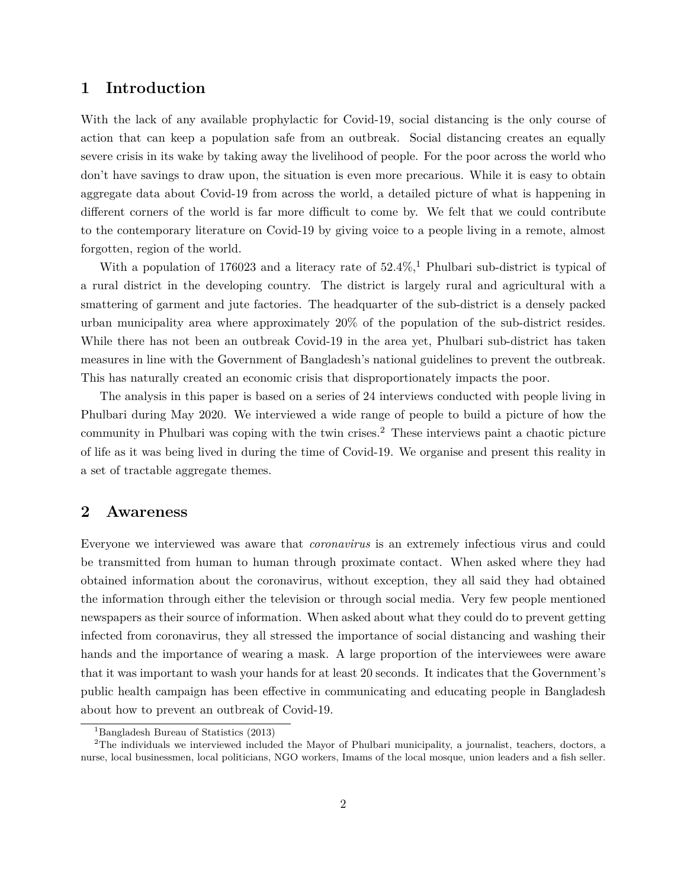## 1 Introduction

With the lack of any available prophylactic for Covid-19, social distancing is the only course of action that can keep a population safe from an outbreak. Social distancing creates an equally severe crisis in its wake by taking away the livelihood of people. For the poor across the world who don't have savings to draw upon, the situation is even more precarious. While it is easy to obtain aggregate data about Covid-19 from across the world, a detailed picture of what is happening in different corners of the world is far more difficult to come by. We felt that we could contribute to the contemporary literature on Covid-19 by giving voice to a people living in a remote, almost forgotten, region of the world.

With a population of 176023 and a literacy rate of 52.4%,[1] Phulbari sub-district is typical of a rural district in the developing country. The district is largely rural and agricultural with a smattering of garment and jute factories. The headquarter of the sub-district is a densely packed urban municipality area where approximately 20% of the population of the sub-district resides. While there has not been an outbreak Covid-19 in the area yet, Phulbari sub-district has taken measures in line with the Government of Bangladesh's national guidelines to prevent the outbreak. This has naturally created an economic crisis that disproportionately impacts the poor.

The analysis in this paper is based on a series of 24 interviews conducted with people living in Phulbari during May 2020. We interviewed a wide range of people to build a picture of how the community in Phulbari was coping with the twin crises.[2] These interviews paint a chaotic picture of life as it was being lived in during the time of Covid-19. We organise and present this reality in a set of tractable aggregate themes.

## 2 Awareness

Everyone we interviewed was aware that *coronavirus* is an extremely infectious virus and could be transmitted from human to human through proximate contact. When asked where they had obtained information about the coronavirus, without exception, they all said they had obtained the information through either the television or through social media. Very few people mentioned newspapers as their source of information. When asked about what they could do to prevent getting infected from coronavirus, they all stressed the importance of social distancing and washing their hands and the importance of wearing a mask. A large proportion of the interviewees were aware that it was important to wash your hands for at least 20 seconds. It indicates that the Government's public health campaign has been effective in communicating and educating people in Bangladesh about how to prevent an outbreak of Covid-19.

---

[1] Bangladesh Bureau of Statistics (2013)

[2] The individuals we interviewed included the Mayor of Phulbari municipality, a journalist, teachers, doctors, a nurse, local businessmen, local politicians, NGO workers, Imams of the local mosque, union leaders and a fish seller.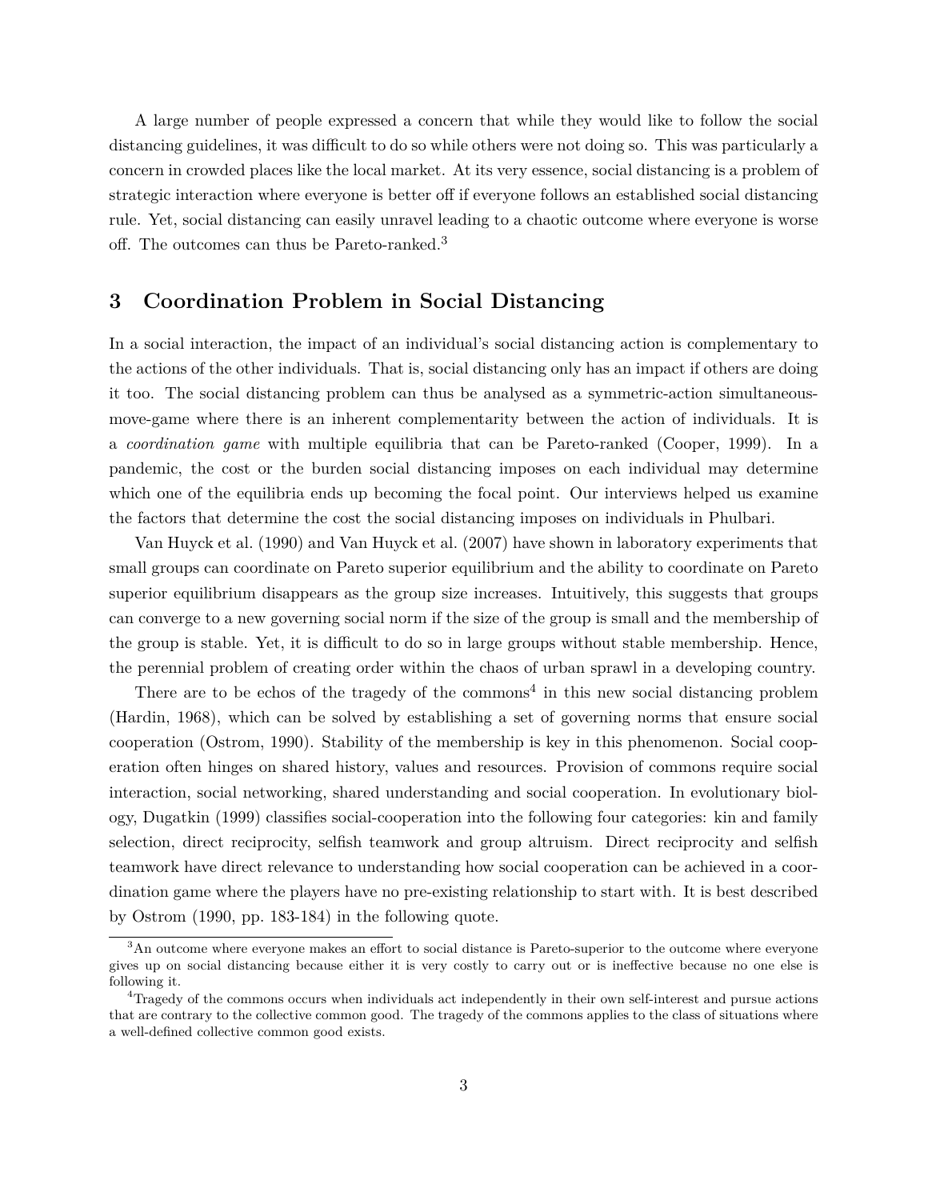A large number of people expressed a concern that while they would like to follow the social distancing guidelines, it was difficult to do so while others were not doing so. This was particularly a concern in crowded places like the local market. At its very essence, social distancing is a problem of strategic interaction where everyone is better off if everyone follows an established social distancing rule. Yet, social distancing can easily unravel leading to a chaotic outcome where everyone is worse off. The outcomes can thus be Pareto-ranked.[3]

## 3 Coordination Problem in Social Distancing

In a social interaction, the impact of an individual's social distancing action is complementary to the actions of the other individuals. That is, social distancing only has an impact if others are doing it too. The social distancing problem can thus be analysed as a symmetric-action simultaneous-move-game where there is an inherent complementarity between the action of individuals. It is a *coordination game* with multiple equilibria that can be Pareto-ranked (Cooper, 1999). In a pandemic, the cost or the burden social distancing imposes on each individual may determine which one of the equilibria ends up becoming the focal point. Our interviews helped us examine the factors that determine the cost the social distancing imposes on individuals in Phulbari.

Van Huyck et al. (1990) and Van Huyck et al. (2007) have shown in laboratory experiments that small groups can coordinate on Pareto superior equilibrium and the ability to coordinate on Pareto superior equilibrium disappears as the group size increases. Intuitively, this suggests that groups can converge to a new governing social norm if the size of the group is small and the membership of the group is stable. Yet, it is difficult to do so in large groups without stable membership. Hence, the perennial problem of creating order within the chaos of urban sprawl in a developing country.

There are to be echos of the tragedy of the commons[4] in this new social distancing problem (Hardin, 1968), which can be solved by establishing a set of governing norms that ensure social cooperation (Ostrom, 1990). Stability of the membership is key in this phenomenon. Social cooperation often hinges on shared history, values and resources. Provision of commons require social interaction, social networking, shared understanding and social cooperation. In evolutionary biology, Dugatkin (1999) classifies social-cooperation into the following four categories: kin and family selection, direct reciprocity, selfish teamwork and group altruism. Direct reciprocity and selfish teamwork have direct relevance to understanding how social cooperation can be achieved in a coordination game where the players have no pre-existing relationship to start with. It is best described by Ostrom (1990, pp. 183-184) in the following quote.

[3] An outcome where everyone makes an effort to social distance is Pareto-superior to the outcome where everyone gives up on social distancing because either it is very costly to carry out or is ineffective because no one else is following it.

[4] Tragedy of the commons occurs when individuals act independently in their own self-interest and pursue actions that are contrary to the collective common good. The tragedy of the commons applies to the class of situations where a well-defined collective common good exists.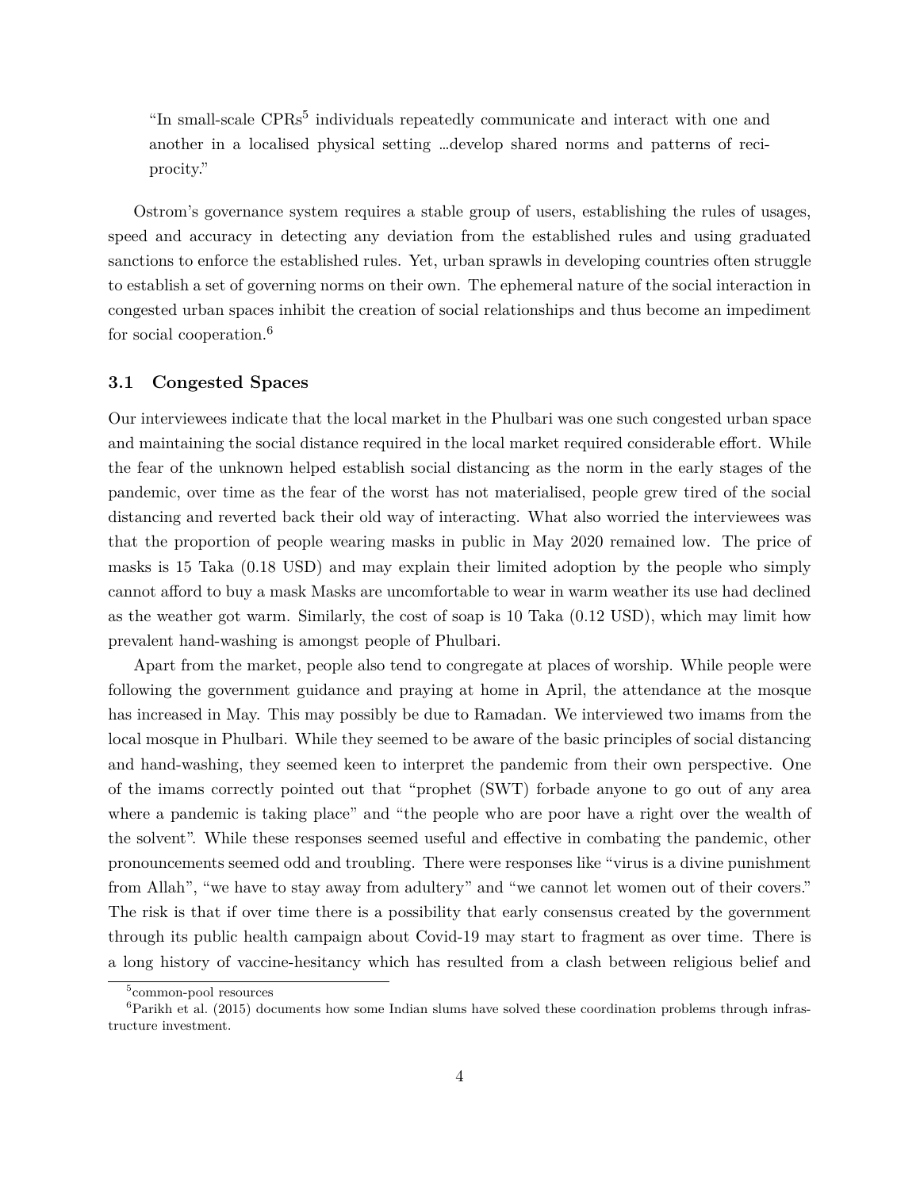> "In small-scale CPRs[5] individuals repeatedly communicate and interact with one and another in a localised physical setting …develop shared norms and patterns of reciprocity."

Ostrom's governance system requires a stable group of users, establishing the rules of usages, speed and accuracy in detecting any deviation from the established rules and using graduated sanctions to enforce the established rules. Yet, urban sprawls in developing countries often struggle to establish a set of governing norms on their own. The ephemeral nature of the social interaction in congested urban spaces inhibit the creation of social relationships and thus become an impediment for social cooperation.[6]

### 3.1 Congested Spaces

Our interviewees indicate that the local market in the Phulbari was one such congested urban space and maintaining the social distance required in the local market required considerable effort. While the fear of the unknown helped establish social distancing as the norm in the early stages of the pandemic, over time as the fear of the worst has not materialised, people grew tired of the social distancing and reverted back their old way of interacting. What also worried the interviewees was that the proportion of people wearing masks in public in May 2020 remained low. The price of masks is 15 Taka (0.18 USD) and may explain their limited adoption by the people who simply cannot afford to buy a mask Masks are uncomfortable to wear in warm weather its use had declined as the weather got warm. Similarly, the cost of soap is 10 Taka (0.12 USD), which may limit how prevalent hand-washing is amongst people of Phulbari.

Apart from the market, people also tend to congregate at places of worship. While people were following the government guidance and praying at home in April, the attendance at the mosque has increased in May. This may possibly be due to Ramadan. We interviewed two imams from the local mosque in Phulbari. While they seemed to be aware of the basic principles of social distancing and hand-washing, they seemed keen to interpret the pandemic from their own perspective. One of the imams correctly pointed out that "prophet (SWT) forbade anyone to go out of any area where a pandemic is taking place" and "the people who are poor have a right over the wealth of the solvent". While these responses seemed useful and effective in combating the pandemic, other pronouncements seemed odd and troubling. There were responses like "virus is a divine punishment from Allah", "we have to stay away from adultery" and "we cannot let women out of their covers." The risk is that if over time there is a possibility that early consensus created by the government through its public health campaign about Covid-19 may start to fragment as over time. There is a long history of vaccine-hesitancy which has resulted from a clash between religious belief and

---

[5] common-pool resources

[6] Parikh et al. (2015) documents how some Indian slums have solved these coordination problems through infrastructure investment.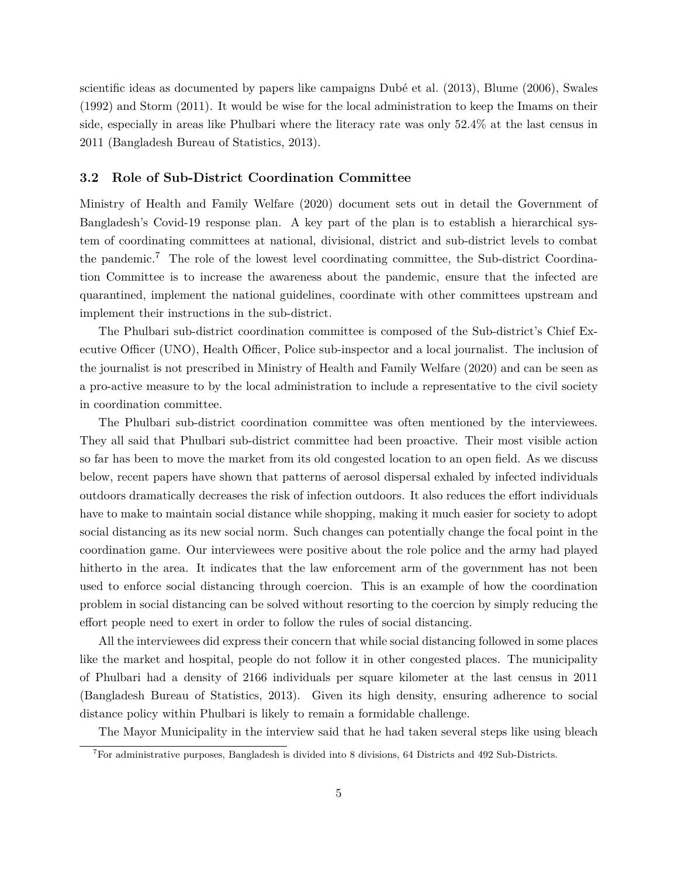scientific ideas as documented by papers like campaigns Dubé et al. (2013), Blume (2006), Swales (1992) and Storm (2011). It would be wise for the local administration to keep the Imams on their side, especially in areas like Phulbari where the literacy rate was only 52.4% at the last census in 2011 (Bangladesh Bureau of Statistics, 2013).

### 3.2 Role of Sub-District Coordination Committee

Ministry of Health and Family Welfare (2020) document sets out in detail the Government of Bangladesh's Covid-19 response plan. A key part of the plan is to establish a hierarchical system of coordinating committees at national, divisional, district and sub-district levels to combat the pandemic.[7] The role of the lowest level coordinating committee, the Sub-district Coordination Committee is to increase the awareness about the pandemic, ensure that the infected are quarantined, implement the national guidelines, coordinate with other committees upstream and implement their instructions in the sub-district.

The Phulbari sub-district coordination committee is composed of the Sub-district's Chief Executive Officer (UNO), Health Officer, Police sub-inspector and a local journalist. The inclusion of the journalist is not prescribed in Ministry of Health and Family Welfare (2020) and can be seen as a pro-active measure to by the local administration to include a representative to the civil society in coordination committee.

The Phulbari sub-district coordination committee was often mentioned by the interviewees. They all said that Phulbari sub-district committee had been proactive. Their most visible action so far has been to move the market from its old congested location to an open field. As we discuss below, recent papers have shown that patterns of aerosol dispersal exhaled by infected individuals outdoors dramatically decreases the risk of infection outdoors. It also reduces the effort individuals have to make to maintain social distance while shopping, making it much easier for society to adopt social distancing as its new social norm. Such changes can potentially change the focal point in the coordination game. Our interviewees were positive about the role police and the army had played hitherto in the area. It indicates that the law enforcement arm of the government has not been used to enforce social distancing through coercion. This is an example of how the coordination problem in social distancing can be solved without resorting to the coercion by simply reducing the effort people need to exert in order to follow the rules of social distancing.

All the interviewees did express their concern that while social distancing followed in some places like the market and hospital, people do not follow it in other congested places. The municipality of Phulbari had a density of 2166 individuals per square kilometer at the last census in 2011 (Bangladesh Bureau of Statistics, 2013). Given its high density, ensuring adherence to social distance policy within Phulbari is likely to remain a formidable challenge.

The Mayor Municipality in the interview said that he had taken several steps like using bleach

[7] For administrative purposes, Bangladesh is divided into 8 divisions, 64 Districts and 492 Sub-Districts.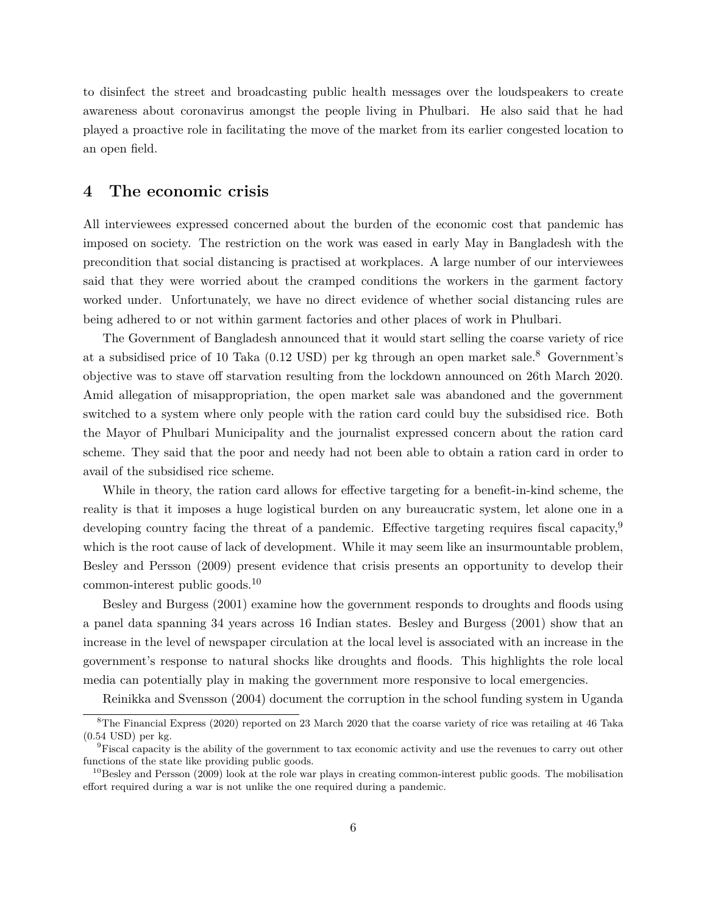to disinfect the street and broadcasting public health messages over the loudspeakers to create awareness about coronavirus amongst the people living in Phulbari. He also said that he had played a proactive role in facilitating the move of the market from its earlier congested location to an open field.

## 4 The economic crisis

All interviewees expressed concerned about the burden of the economic cost that pandemic has imposed on society. The restriction on the work was eased in early May in Bangladesh with the precondition that social distancing is practised at workplaces. A large number of our interviewees said that they were worried about the cramped conditions the workers in the garment factory worked under. Unfortunately, we have no direct evidence of whether social distancing rules are being adhered to or not within garment factories and other places of work in Phulbari.

The Government of Bangladesh announced that it would start selling the coarse variety of rice at a subsidised price of 10 Taka (0.12 USD) per kg through an open market sale.[8] Government's objective was to stave off starvation resulting from the lockdown announced on 26th March 2020. Amid allegation of misappropriation, the open market sale was abandoned and the government switched to a system where only people with the ration card could buy the subsidised rice. Both the Mayor of Phulbari Municipality and the journalist expressed concern about the ration card scheme. They said that the poor and needy had not been able to obtain a ration card in order to avail of the subsidised rice scheme.

While in theory, the ration card allows for effective targeting for a benefit-in-kind scheme, the reality is that it imposes a huge logistical burden on any bureaucratic system, let alone one in a developing country facing the threat of a pandemic. Effective targeting requires fiscal capacity,[9] which is the root cause of lack of development. While it may seem like an insurmountable problem, Besley and Persson (2009) present evidence that crisis presents an opportunity to develop their common-interest public goods.[10]

Besley and Burgess (2001) examine how the government responds to droughts and floods using a panel data spanning 34 years across 16 Indian states. Besley and Burgess (2001) show that an increase in the level of newspaper circulation at the local level is associated with an increase in the government's response to natural shocks like droughts and floods. This highlights the role local media can potentially play in making the government more responsive to local emergencies.

Reinikka and Svensson (2004) document the corruption in the school funding system in Uganda

[8] The Financial Express (2020) reported on 23 March 2020 that the coarse variety of rice was retailing at 46 Taka (0.54 USD) per kg.

[9] Fiscal capacity is the ability of the government to tax economic activity and use the revenues to carry out other functions of the state like providing public goods.

[10] Besley and Persson (2009) look at the role war plays in creating common-interest public goods. The mobilisation effort required during a war is not unlike the one required during a pandemic.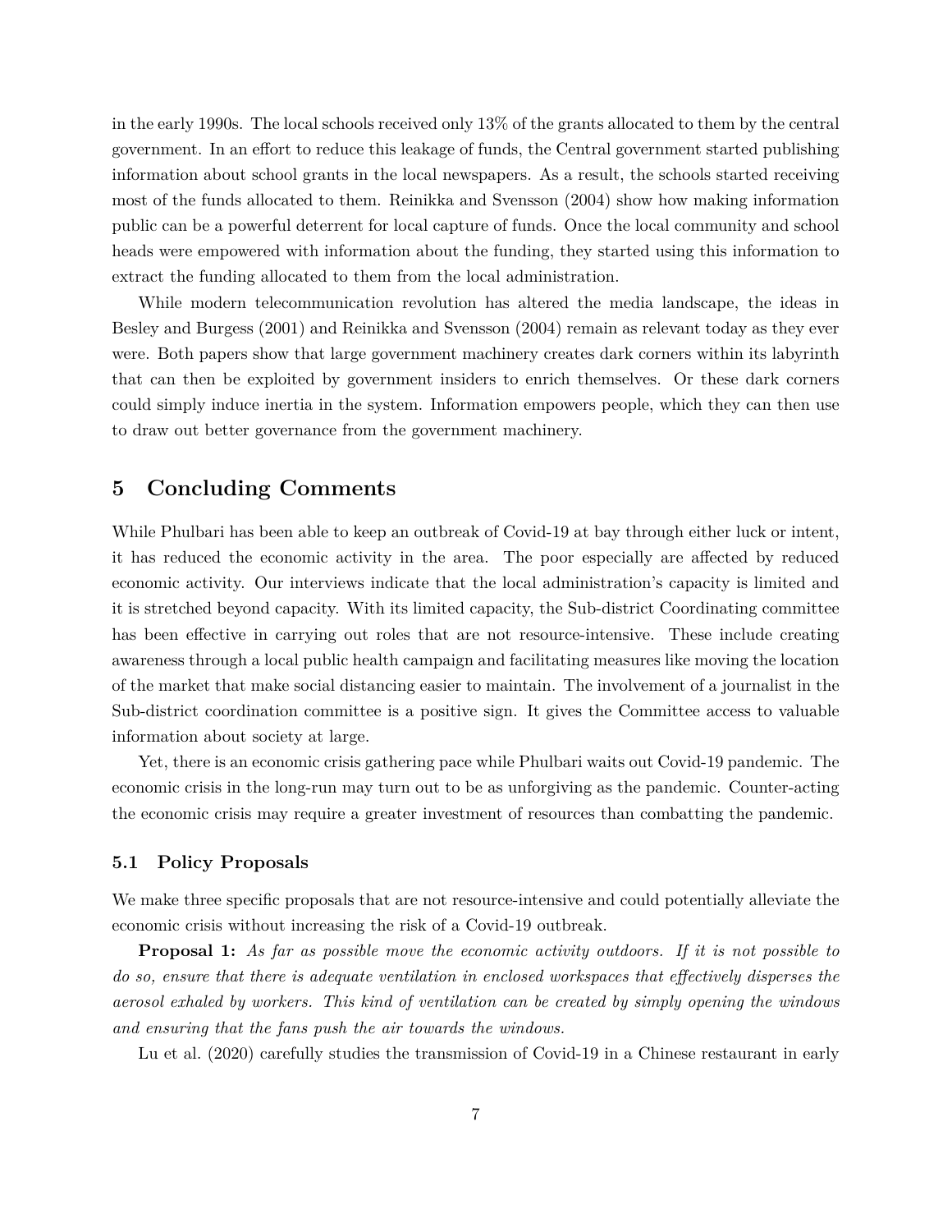in the early 1990s. The local schools received only 13% of the grants allocated to them by the central government. In an effort to reduce this leakage of funds, the Central government started publishing information about school grants in the local newspapers. As a result, the schools started receiving most of the funds allocated to them. Reinikka and Svensson (2004) show how making information public can be a powerful deterrent for local capture of funds. Once the local community and school heads were empowered with information about the funding, they started using this information to extract the funding allocated to them from the local administration.

While modern telecommunication revolution has altered the media landscape, the ideas in Besley and Burgess (2001) and Reinikka and Svensson (2004) remain as relevant today as they ever were. Both papers show that large government machinery creates dark corners within its labyrinth that can then be exploited by government insiders to enrich themselves. Or these dark corners could simply induce inertia in the system. Information empowers people, which they can then use to draw out better governance from the government machinery.

# 5 Concluding Comments

While Phulbari has been able to keep an outbreak of Covid-19 at bay through either luck or intent, it has reduced the economic activity in the area. The poor especially are affected by reduced economic activity. Our interviews indicate that the local administration's capacity is limited and it is stretched beyond capacity. With its limited capacity, the Sub-district Coordinating committee has been effective in carrying out roles that are not resource-intensive. These include creating awareness through a local public health campaign and facilitating measures like moving the location of the market that make social distancing easier to maintain. The involvement of a journalist in the Sub-district coordination committee is a positive sign. It gives the Committee access to valuable information about society at large.

Yet, there is an economic crisis gathering pace while Phulbari waits out Covid-19 pandemic. The economic crisis in the long-run may turn out to be as unforgiving as the pandemic. Counter-acting the economic crisis may require a greater investment of resources than combatting the pandemic.

## 5.1 Policy Proposals

We make three specific proposals that are not resource-intensive and could potentially alleviate the economic crisis without increasing the risk of a Covid-19 outbreak.

**Proposal 1:** *As far as possible move the economic activity outdoors. If it is not possible to do so, ensure that there is adequate ventilation in enclosed workspaces that effectively disperses the aerosol exhaled by workers. This kind of ventilation can be created by simply opening the windows and ensuring that the fans push the air towards the windows.*

Lu et al. (2020) carefully studies the transmission of Covid-19 in a Chinese restaurant in early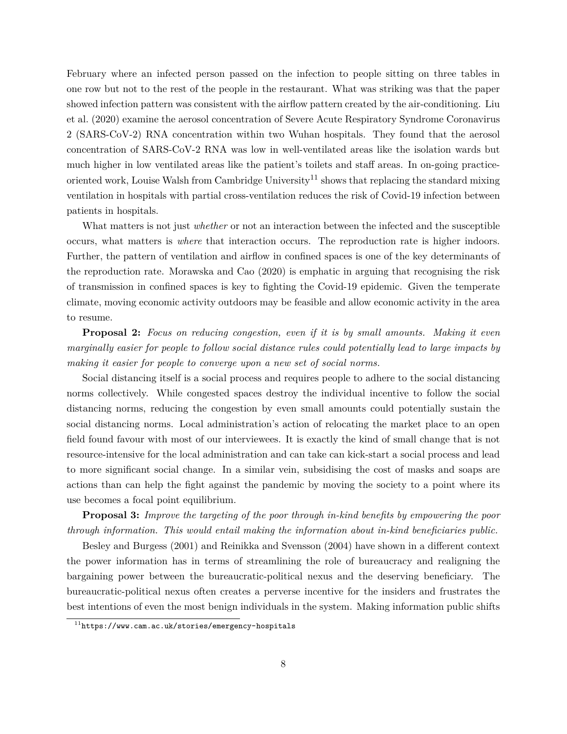February where an infected person passed on the infection to people sitting on three tables in one row but not to the rest of the people in the restaurant. What was striking was that the paper showed infection pattern was consistent with the airflow pattern created by the air-conditioning. Liu et al. (2020) examine the aerosol concentration of Severe Acute Respiratory Syndrome Coronavirus 2 (SARS-CoV-2) RNA concentration within two Wuhan hospitals. They found that the aerosol concentration of SARS-CoV-2 RNA was low in well-ventilated areas like the isolation wards but much higher in low ventilated areas like the patient's toilets and staff areas. In on-going practice-oriented work, Louise Walsh from Cambridge University[11] shows that replacing the standard mixing ventilation in hospitals with partial cross-ventilation reduces the risk of Covid-19 infection between patients in hospitals.

What matters is not just *whether* or not an interaction between the infected and the susceptible occurs, what matters is *where* that interaction occurs. The reproduction rate is higher indoors. Further, the pattern of ventilation and airflow in confined spaces is one of the key determinants of the reproduction rate. Morawska and Cao (2020) is emphatic in arguing that recognising the risk of transmission in confined spaces is key to fighting the Covid-19 epidemic. Given the temperate climate, moving economic activity outdoors may be feasible and allow economic activity in the area to resume.

**Proposal 2:** *Focus on reducing congestion, even if it is by small amounts. Making it even marginally easier for people to follow social distance rules could potentially lead to large impacts by making it easier for people to converge upon a new set of social norms.*

Social distancing itself is a social process and requires people to adhere to the social distancing norms collectively. While congested spaces destroy the individual incentive to follow the social distancing norms, reducing the congestion by even small amounts could potentially sustain the social distancing norms. Local administration's action of relocating the market place to an open field found favour with most of our interviewees. It is exactly the kind of small change that is not resource-intensive for the local administration and can take can kick-start a social process and lead to more significant social change. In a similar vein, subsidising the cost of masks and soaps are actions than can help the fight against the pandemic by moving the society to a point where its use becomes a focal point equilibrium.

**Proposal 3:** *Improve the targeting of the poor through in-kind benefits by empowering the poor through information. This would entail making the information about in-kind beneficiaries public.*

Besley and Burgess (2001) and Reinikka and Svensson (2004) have shown in a different context the power information has in terms of streamlining the role of bureaucracy and realigning the bargaining power between the bureaucratic-political nexus and the deserving beneficiary. The bureaucratic-political nexus often creates a perverse incentive for the insiders and frustrates the best intentions of even the most benign individuals in the system. Making information public shifts

[11] https://www.cam.ac.uk/stories/emergency-hospitals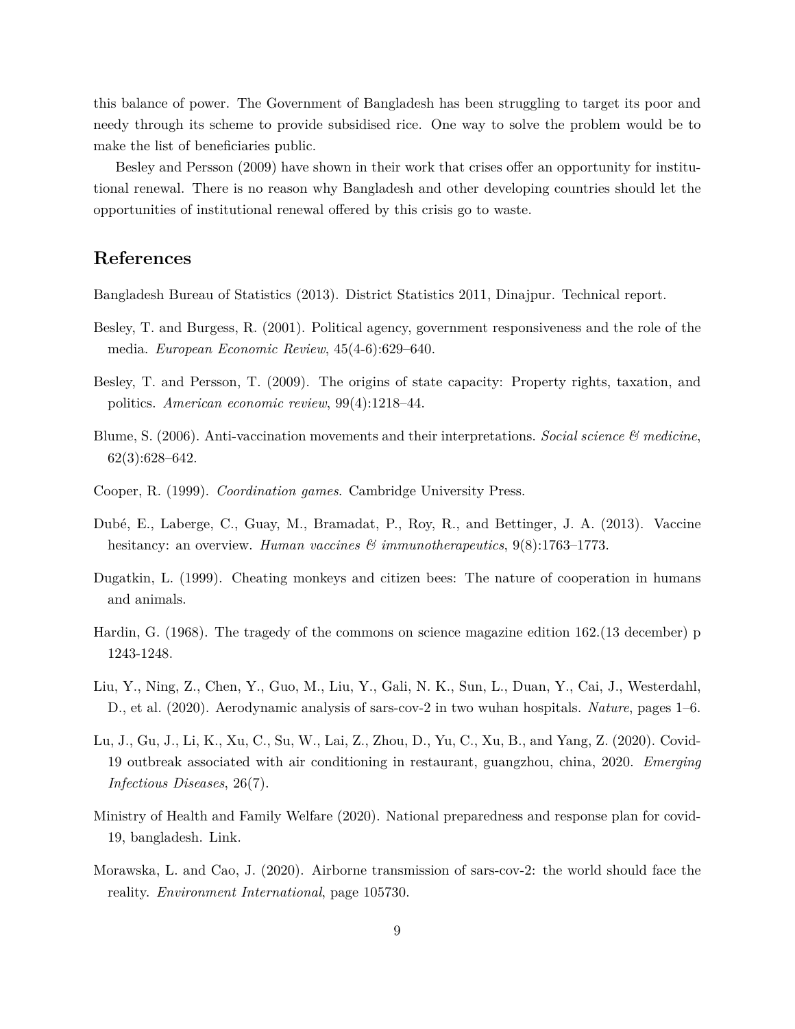this balance of power. The Government of Bangladesh has been struggling to target its poor and needy through its scheme to provide subsidised rice. One way to solve the problem would be to make the list of beneficiaries public.

Besley and Persson (2009) have shown in their work that crises offer an opportunity for institutional renewal. There is no reason why Bangladesh and other developing countries should let the opportunities of institutional renewal offered by this crisis go to waste.

## References

Bangladesh Bureau of Statistics (2013). District Statistics 2011, Dinajpur. Technical report.

Besley, T. and Burgess, R. (2001). Political agency, government responsiveness and the role of the media. *European Economic Review*, 45(4-6):629–640.

Besley, T. and Persson, T. (2009). The origins of state capacity: Property rights, taxation, and politics. *American economic review*, 99(4):1218–44.

Blume, S. (2006). Anti-vaccination movements and their interpretations. *Social science & medicine*, 62(3):628–642.

Cooper, R. (1999). *Coordination games*. Cambridge University Press.

Dubé, E., Laberge, C., Guay, M., Bramadat, P., Roy, R., and Bettinger, J. A. (2013). Vaccine hesitancy: an overview. *Human vaccines & immunotherapeutics*, 9(8):1763–1773.

Dugatkin, L. (1999). Cheating monkeys and citizen bees: The nature of cooperation in humans and animals.

Hardin, G. (1968). The tragedy of the commons on science magazine edition 162.(13 december) p 1243-1248.

Liu, Y., Ning, Z., Chen, Y., Guo, M., Liu, Y., Gali, N. K., Sun, L., Duan, Y., Cai, J., Westerdahl, D., et al. (2020). Aerodynamic analysis of sars-cov-2 in two wuhan hospitals. *Nature*, pages 1–6.

Lu, J., Gu, J., Li, K., Xu, C., Su, W., Lai, Z., Zhou, D., Yu, C., Xu, B., and Yang, Z. (2020). Covid-19 outbreak associated with air conditioning in restaurant, guangzhou, china, 2020. *Emerging Infectious Diseases*, 26(7).

Ministry of Health and Family Welfare (2020). National preparedness and response plan for covid-19, bangladesh. Link.

Morawska, L. and Cao, J. (2020). Airborne transmission of sars-cov-2: the world should face the reality. *Environment International*, page 105730.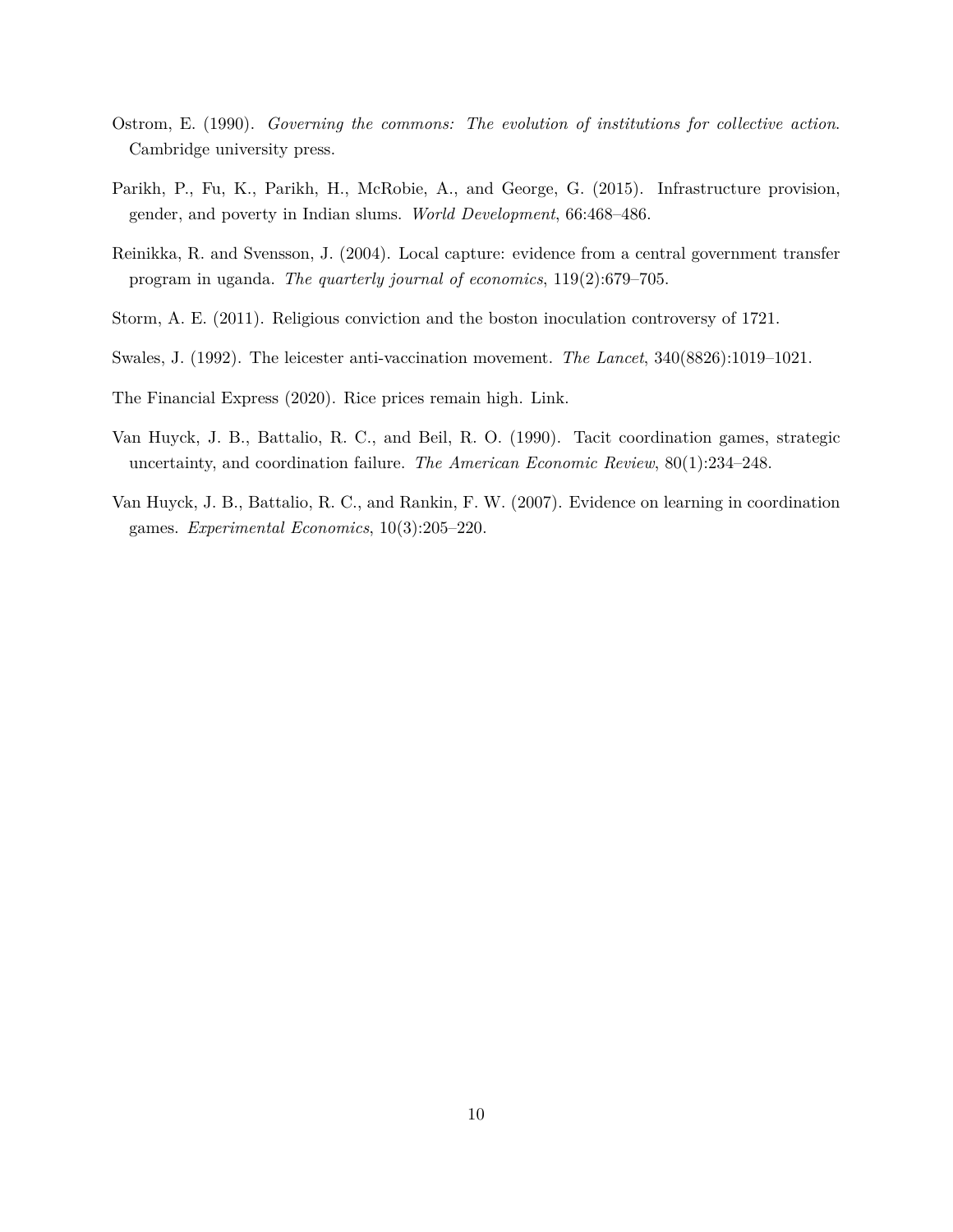Ostrom, E. (1990). *Governing the commons: The evolution of institutions for collective action*. Cambridge university press.

Parikh, P., Fu, K., Parikh, H., McRobie, A., and George, G. (2015). Infrastructure provision, gender, and poverty in Indian slums. *World Development*, 66:468–486.

Reinikka, R. and Svensson, J. (2004). Local capture: evidence from a central government transfer program in uganda. *The quarterly journal of economics*, 119(2):679–705.

Storm, A. E. (2011). Religious conviction and the boston inoculation controversy of 1721.

Swales, J. (1992). The leicester anti-vaccination movement. *The Lancet*, 340(8826):1019–1021.

The Financial Express (2020). Rice prices remain high. Link.

Van Huyck, J. B., Battalio, R. C., and Beil, R. O. (1990). Tacit coordination games, strategic uncertainty, and coordination failure. *The American Economic Review*, 80(1):234–248.

Van Huyck, J. B., Battalio, R. C., and Rankin, F. W. (2007). Evidence on learning in coordination games. *Experimental Economics*, 10(3):205–220.